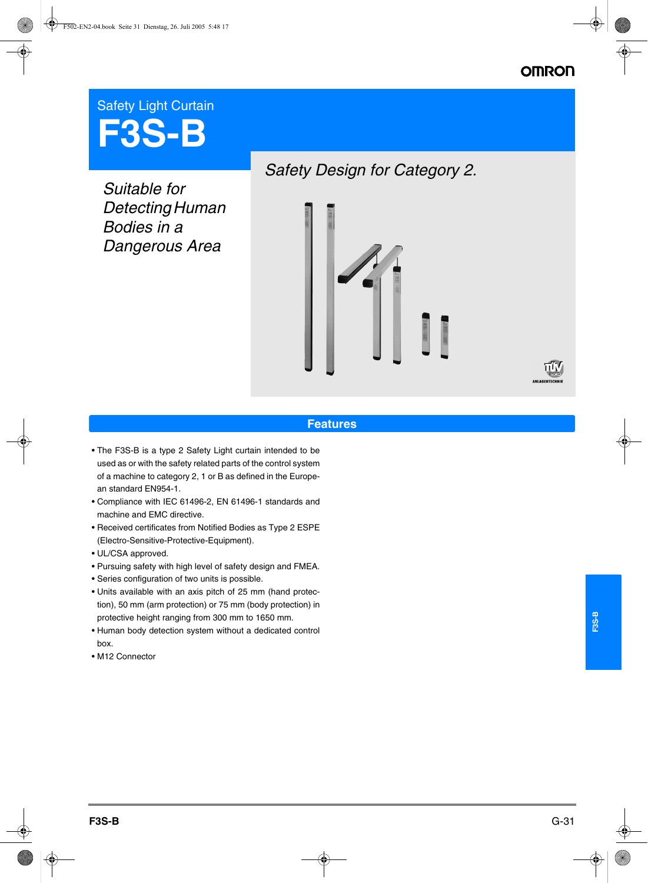Safety Light Curtain

# F3S-B

*Safety Design for Category 2.*

*Suitable for Detecting Human Bodies in a Dangerous Area*

## Features

- The F3S-B is a type 2 Safety Light curtain intended to be used as or with the safety related parts of the control system of a machine to category 2, 1 or B as defined in the European standard EN954-1.
- Compliance with IEC 61496-2, EN 61496-1 standards and machine and EMC directive.
- Received certificates from Notified Bodies as Type 2 ESPE (Electro-Sensitive-Protective-Equipment).
- UL/CSA approved.
- Pursuing safety with high level of safety design and FMEA.
- Series configuration of two units is possible.
- Units available with an axis pitch of 25 mm (hand protection), 50 mm (arm protection) or 75 mm (body protection) in protective height ranging from 300 mm to 1650 mm.
- Human body detection system without a dedicated control box.
- M12 Connector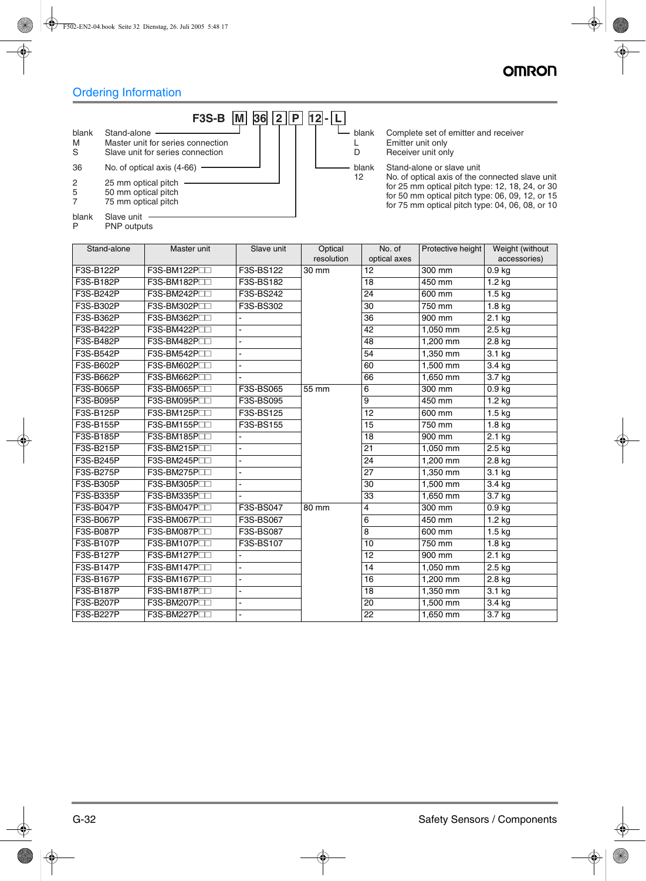## Ordering Information

**F3S-B M 36 2 P 12 - L**

| Code | Meaning |
|---|---|
| blank | Stand-alone |
| M | Master unit for series connection |
| S | Slave unit for series connection |
| 36 | No. of optical axis (4-66) |
| 2 | 25 mm optical pitch |
| 5 | 50 mm optical pitch |
| 7 | 75 mm optical pitch |
| blank | Slave unit |
| P | PNP outputs |
| blank | Stand-alone or slave unit |
| 12 | No. of optical axis of the connected slave unit<br>for 25 mm optical pitch type: 12, 18, 24, or 30<br>for 50 mm optical pitch type: 06, 09, 12, or 15<br>for 75 mm optical pitch type: 04, 06, 08, or 10 |
| blank | Complete set of emitter and receiver |
| L | Emitter unit only |
| D | Receiver unit only |

| Stand-alone | Master unit | Slave unit | Optical resolution | No. of optical axes | Protective height | Weight (without accessories) |
|---|---|---|---|---|---|---|
| F3S-B122P | F3S-BM122P□□ | F3S-BS122 | 30 mm | 12 | 300 mm | 0.9 kg |
| F3S-B182P | F3S-BM182P□□ | F3S-BS182 | | 18 | 450 mm | 1.2 kg |
| F3S-B242P | F3S-BM242P□□ | F3S-BS242 | | 24 | 600 mm | 1.5 kg |
| F3S-B302P | F3S-BM302P□□ | F3S-BS302 | | 30 | 750 mm | 1.8 kg |
| F3S-B362P | F3S-BM362P□□ | - | | 36 | 900 mm | 2.1 kg |
| F3S-B422P | F3S-BM422P□□ | - | | 42 | 1,050 mm | 2.5 kg |
| F3S-B482P | F3S-BM482P□□ | - | | 48 | 1,200 mm | 2.8 kg |
| F3S-B542P | F3S-BM542P□□ | - | | 54 | 1,350 mm | 3.1 kg |
| F3S-B602P | F3S-BM602P□□ | - | | 60 | 1,500 mm | 3.4 kg |
| F3S-B662P | F3S-BM662P□□ | - | | 66 | 1,650 mm | 3.7 kg |
| F3S-B065P | F3S-BM065P□□ | F3S-BS065 | 55 mm | 6 | 300 mm | 0.9 kg |
| F3S-B095P | F3S-BM095P□□ | F3S-BS095 | | 9 | 450 mm | 1.2 kg |
| F3S-B125P | F3S-BM125P□□ | F3S-BS125 | | 12 | 600 mm | 1.5 kg |
| F3S-B155P | F3S-BM155P□□ | F3S-BS155 | | 15 | 750 mm | 1.8 kg |
| F3S-B185P | F3S-BM185P□□ | - | | 18 | 900 mm | 2.1 kg |
| F3S-B215P | F3S-BM215P□□ | - | | 21 | 1,050 mm | 2.5 kg |
| F3S-B245P | F3S-BM245P□□ | - | | 24 | 1,200 mm | 2.8 kg |
| F3S-B275P | F3S-BM275P□□ | - | | 27 | 1,350 mm | 3.1 kg |
| F3S-B305P | F3S-BM305P□□ | - | | 30 | 1,500 mm | 3.4 kg |
| F3S-B335P | F3S-BM335P□□ | - | | 33 | 1,650 mm | 3.7 kg |
| F3S-B047P | F3S-BM047P□□ | F3S-BS047 | 80 mm | 4 | 300 mm | 0.9 kg |
| F3S-B067P | F3S-BM067P□□ | F3S-BS067 | | 6 | 450 mm | 1.2 kg |
| F3S-B087P | F3S-BM087P□□ | F3S-BS087 | | 8 | 600 mm | 1.5 kg |
| F3S-B107P | F3S-BM107P□□ | F3S-BS107 | | 10 | 750 mm | 1.8 kg |
| F3S-B127P | F3S-BM127P□□ | - | | 12 | 900 mm | 2.1 kg |
| F3S-B147P | F3S-BM147P□□ | - | | 14 | 1,050 mm | 2.5 kg |
| F3S-B167P | F3S-BM167P□□ | - | | 16 | 1,200 mm | 2.8 kg |
| F3S-B187P | F3S-BM187P□□ | - | | 18 | 1,350 mm | 3.1 kg |
| F3S-B207P | F3S-BM207P□□ | - | | 20 | 1,500 mm | 3.4 kg |
| F3S-B227P | F3S-BM227P□□ | - | | 22 | 1,650 mm | 3.7 kg |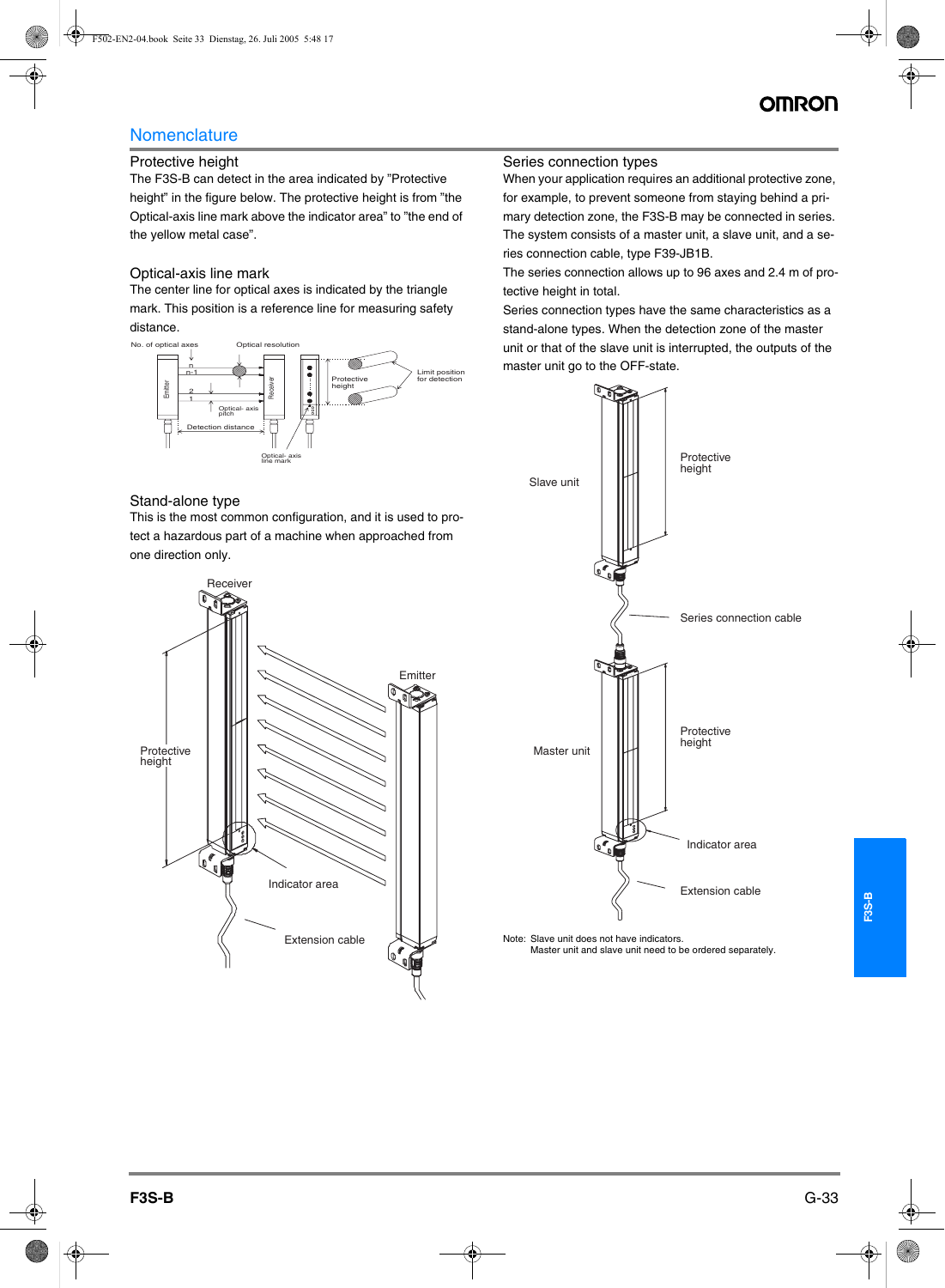# Nomenclature

## Protective height

The F3S-B can detect in the area indicated by "Protective height" in the figure below. The protective height is from "the Optical-axis line mark above the indicator area" to "the end of the yellow metal case".

## Optical-axis line mark

The center line for optical axes is indicated by the triangle mark. This position is a reference line for measuring safety distance.

## Stand-alone type

This is the most common configuration, and it is used to protect a hazardous part of a machine when approached from one direction only.

## Series connection types

When your application requires an additional protective zone, for example, to prevent someone from staying behind a primary detection zone, the F3S-B may be connected in series. The system consists of a master unit, a slave unit, and a series connection cable, type F39-JB1B.

The series connection allows up to 96 axes and 2.4 m of protective height in total.

Series connection types have the same characteristics as a stand-alone types. When the detection zone of the master unit or that of the slave unit is interrupted, the outputs of the master unit go to the OFF-state.

Note: Slave unit does not have indicators.
Master unit and slave unit need to be ordered separately.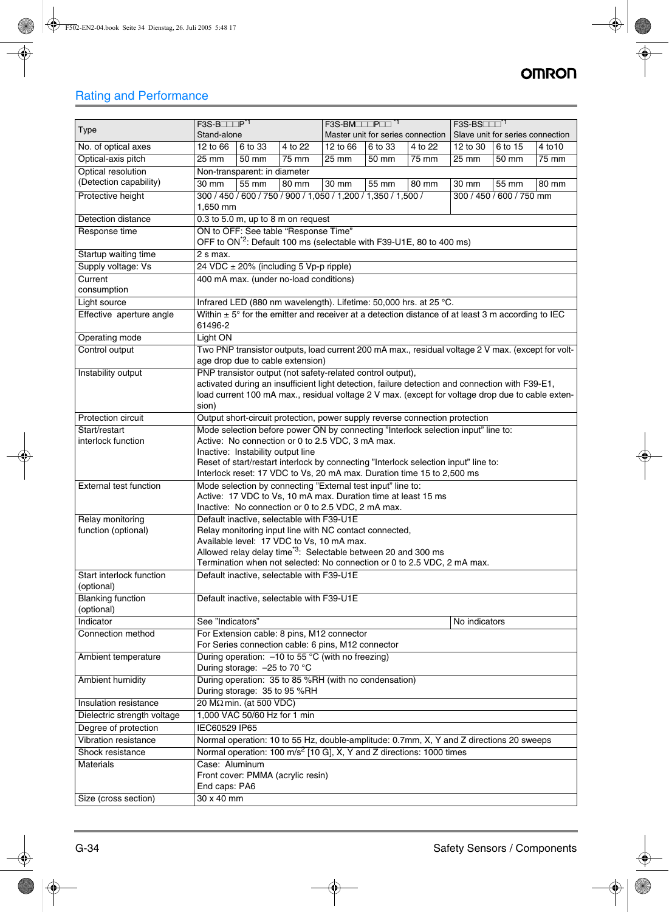## Rating and Performance

| Type | F3S-B□□□P*1 Stand-alone | | | F3S-BM□□□P□□ *1 Master unit for series connection | | | F3S-BS□□□*1 Slave unit for series connection | | |
|---|---|---|---|---|---|---|---|---|---|
| No. of optical axes | 12 to 66 | 6 to 33 | 4 to 22 | 12 to 66 | 6 to 33 | 4 to 22 | 12 to 30 | 6 to 15 | 4 to10 |
| Optical-axis pitch | 25 mm | 50 mm | 75 mm | 25 mm | 50 mm | 75 mm | 25 mm | 50 mm | 75 mm |
| Optical resolution (Detection capability) | Non-transparent: in diameter | | | | | | | | |
| | 30 mm | 55 mm | 80 mm | 30 mm | 55 mm | 80 mm | 30 mm | 55 mm | 80 mm |
| Protective height | 300 / 450 / 600 / 750 / 900 / 1,050 / 1,200 / 1,350 / 1,500 / 1,650 mm | | | | | | 300 / 450 / 600 / 750 mm | | |
| Detection distance | 0.3 to 5.0 m, up to 8 m on request | | | | | | | | |
| Response time | ON to OFF: See table "Response Time"<br>OFF to ON*2: Default 100 ms (selectable with F39-U1E, 80 to 400 ms) | | | | | | | | |
| Startup waiting time | 2 s max. | | | | | | | | |
| Supply voltage: Vs | 24 VDC ± 20% (including 5 Vp-p ripple) | | | | | | | | |
| Current consumption | 400 mA max. (under no-load conditions) | | | | | | | | |
| Light source | Infrared LED (880 nm wavelength). Lifetime: 50,000 hrs. at 25 °C. | | | | | | | | |
| Effective aperture angle | Within ± 5° for the emitter and receiver at a detection distance of at least 3 m according to IEC 61496-2 | | | | | | | | |
| Operating mode | Light ON | | | | | | | | |
| Control output | Two PNP transistor outputs, load current 200 mA max., residual voltage 2 V max. (except for voltage drop due to cable extension) | | | | | | | | |
| Instability output | PNP transistor output (not safety-related control output),<br>activated during an insufficient light detection, failure detection and connection with F39-E1,<br>load current 100 mA max., residual voltage 2 V max. (except for voltage drop due to cable extension) | | | | | | | | |
| Protection circuit | Output short-circuit protection, power supply reverse connection protection | | | | | | | | |
| Start/restart interlock function | Mode selection before power ON by connecting "Interlock selection input" line to:<br>Active: No connection or 0 to 2.5 VDC, 3 mA max.<br>Inactive: Instability output line<br>Reset of start/restart interlock by connecting "Interlock selection input" line to:<br>Interlock reset: 17 VDC to Vs, 20 mA max. Duration time 15 to 2,500 ms | | | | | | | | |
| External test function | Mode selection by connecting "External test input" line to:<br>Active: 17 VDC to Vs, 10 mA max. Duration time at least 15 ms<br>Inactive: No connection or 0 to 2.5 VDC, 2 mA max. | | | | | | | | |
| Relay monitoring function (optional) | Default inactive, selectable with F39-U1E<br>Relay monitoring input line with NC contact connected,<br>Available level: 17 VDC to Vs, 10 mA max.<br>Allowed relay delay time*3: Selectable between 20 and 300 ms<br>Termination when not selected: No connection or 0 to 2.5 VDC, 2 mA max. | | | | | | | | |
| Start interlock function (optional) | Default inactive, selectable with F39-U1E | | | | | | | | |
| Blanking function (optional) | Default inactive, selectable with F39-U1E | | | | | | | | |
| Indicator | See "Indicators" | | | | | | No indicators | | |
| Connection method | For Extension cable: 8 pins, M12 connector<br>For Series connection cable: 6 pins, M12 connector | | | | | | | | |
| Ambient temperature | During operation: –10 to 55 °C (with no freezing)<br>During storage: –25 to 70 °C | | | | | | | | |
| Ambient humidity | During operation: 35 to 85 %RH (with no condensation)<br>During storage: 35 to 95 %RH | | | | | | | | |
| Insulation resistance | 20 MΩ min. (at 500 VDC) | | | | | | | | |
| Dielectric strength voltage | 1,000 VAC 50/60 Hz for 1 min | | | | | | | | |
| Degree of protection | IEC60529 IP65 | | | | | | | | |
| Vibration resistance | Normal operation: 10 to 55 Hz, double-amplitude: 0.7mm, X, Y and Z directions 20 sweeps | | | | | | | | |
| Shock resistance | Normal operation: 100 $m/s^2$ [10 G], X, Y and Z directions: 1000 times | | | | | | | | |
| Materials | Case: Aluminum<br>Front cover: PMMA (acrylic resin)<br>End caps: PA6 | | | | | | | | |
| Size (cross section) | 30 x 40 mm | | | | | | | | |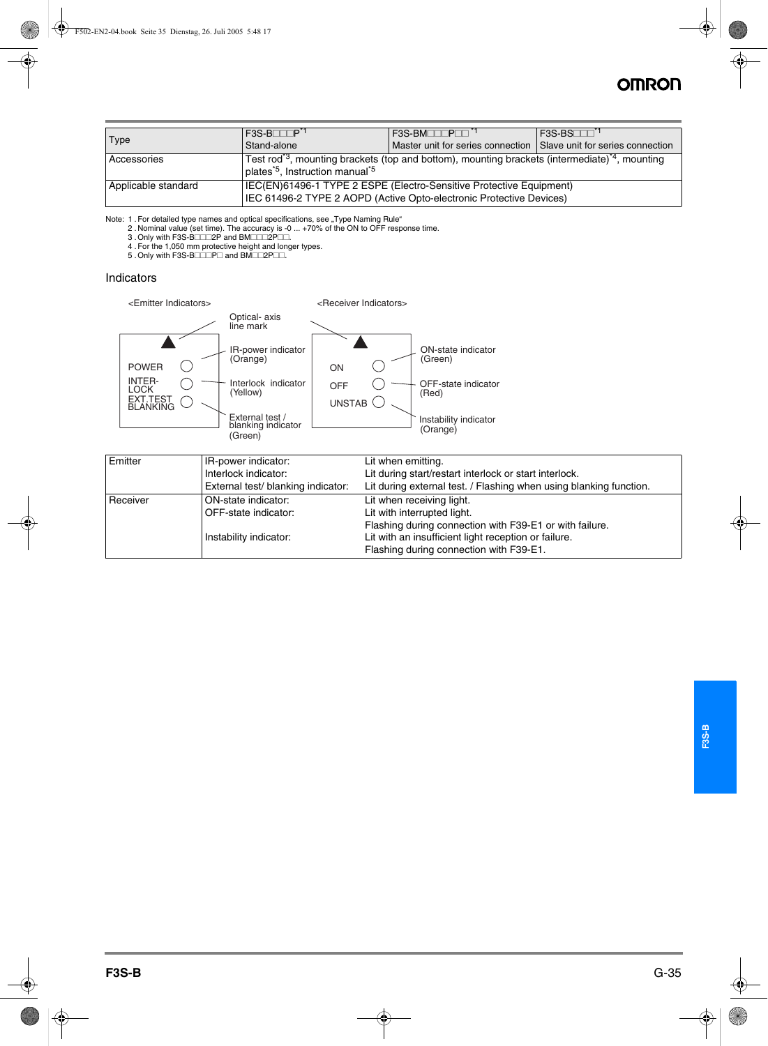| Type | F3S-B□□□P[*1] Stand-alone | F3S-BM□□□P□□[*1] Master unit for series connection | F3S-BS□□□[*1] Slave unit for series connection |
|---|---|---|---|
| Accessories | Test rod[*3], mounting brackets (top and bottom), mounting brackets (intermediate)[*4], mounting plates[*5], Instruction manual[*5] | | |
| Applicable standard | IEC(EN)61496-1 TYPE 2 ESPE (Electro-Sensitive Protective Equipment) IEC 61496-2 TYPE 2 AOPD (Active Opto-electronic Protective Devices) | | |

Note: 1 . For detailed type names and optical specifications, see „Type Naming Rule"
2 . Nominal value (set time). The accuracy is -0 ... +70% of the ON to OFF response time.
3 . Only with F3S-B□□□2P and BM□□□2P□□.
4 . For the 1,050 mm protective height and longer types.
5 . Only with F3S-B□□□P□ and BM□□2P□□.

## Indicators

<Emitter Indicators>

- Optical- axis line mark
- POWER: IR-power indicator (Orange)
- INTER-LOCK: Interlock indicator (Yellow)
- EXT.TEST BLANKING: External test / blanking indicator (Green)

<Receiver Indicators>

- ON: ON-state indicator (Green)
- OFF: OFF-state indicator (Red)
- UNSTAB: Instability indicator (Orange)

| | | |
|---|---|---|
| Emitter | IR-power indicator: | Lit when emitting. |
| | Interlock indicator: | Lit during start/restart interlock or start interlock. |
| | External test/ blanking indicator: | Lit during external test. / Flashing when using blanking function. |
| Receiver | ON-state indicator: | Lit when receiving light. |
| | OFF-state indicator: | Lit with interrupted light. Flashing during connection with F39-E1 or with failure. |
| | Instability indicator: | Lit with an insufficient light reception or failure. Flashing during connection with F39-E1. |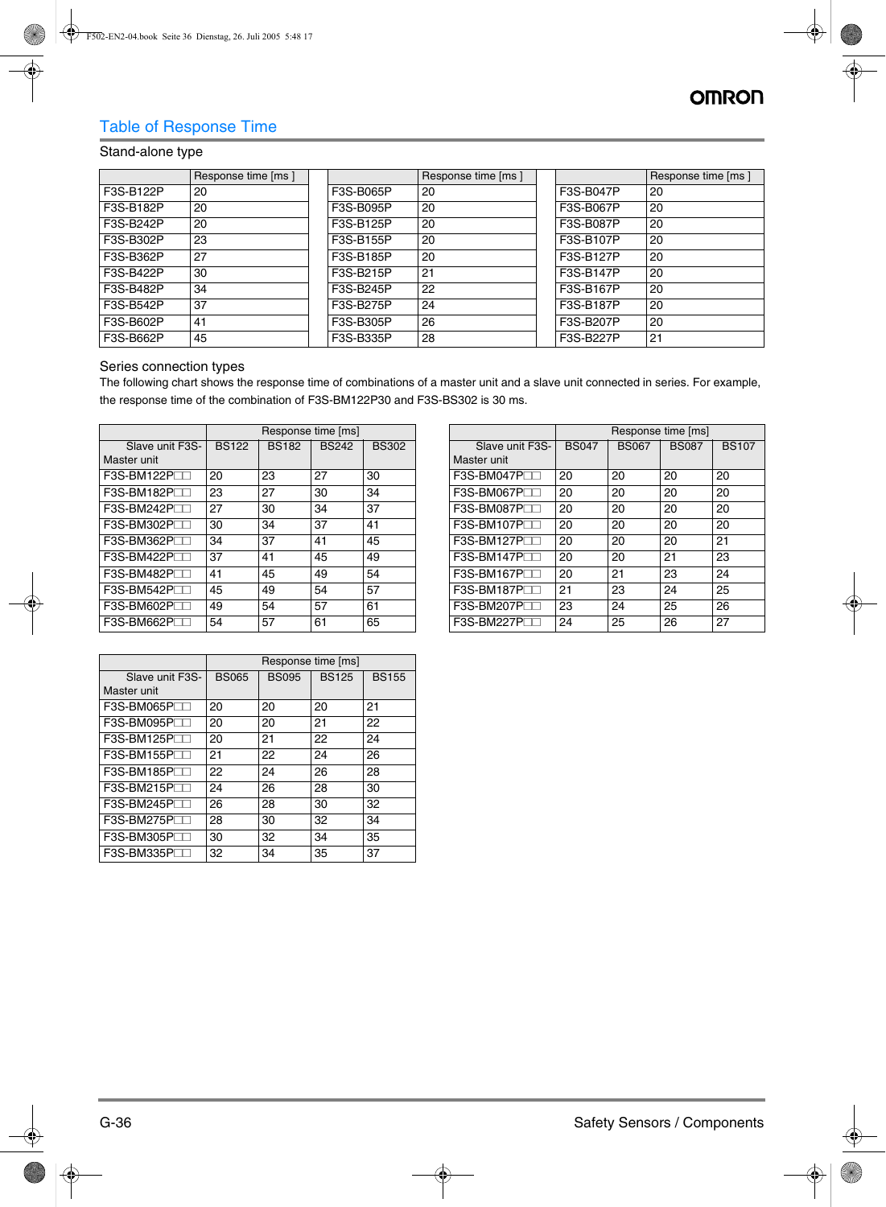## Table of Response Time

### Stand-alone type

| | Response time [ms ] | | | Response time [ms ] | | | Response time [ms ] |
|---|---|---|---|---|---|---|---|
| F3S-B122P | 20 | | F3S-B065P | 20 | | F3S-B047P | 20 |
| F3S-B182P | 20 | | F3S-B095P | 20 | | F3S-B067P | 20 |
| F3S-B242P | 20 | | F3S-B125P | 20 | | F3S-B087P | 20 |
| F3S-B302P | 23 | | F3S-B155P | 20 | | F3S-B107P | 20 |
| F3S-B362P | 27 | | F3S-B185P | 20 | | F3S-B127P | 20 |
| F3S-B422P | 30 | | F3S-B215P | 21 | | F3S-B147P | 20 |
| F3S-B482P | 34 | | F3S-B245P | 22 | | F3S-B167P | 20 |
| F3S-B542P | 37 | | F3S-B275P | 24 | | F3S-B187P | 20 |
| F3S-B602P | 41 | | F3S-B305P | 26 | | F3S-B207P | 20 |
| F3S-B662P | 45 | | F3S-B335P | 28 | | F3S-B227P | 21 |

### Series connection types

The following chart shows the response time of combinations of a master unit and a slave unit connected in series. For example, the response time of the combination of F3S-BM122P30 and F3S-BS302 is 30 ms.

| | Response time [ms] | | | |
|---|---|---|---|---|
| Slave unit F3S- / Master unit | BS122 | BS182 | BS242 | BS302 |
| F3S-BM122P□□ | 20 | 23 | 27 | 30 |
| F3S-BM182P□□ | 23 | 27 | 30 | 34 |
| F3S-BM242P□□ | 27 | 30 | 34 | 37 |
| F3S-BM302P□□ | 30 | 34 | 37 | 41 |
| F3S-BM362P□□ | 34 | 37 | 41 | 45 |
| F3S-BM422P□□ | 37 | 41 | 45 | 49 |
| F3S-BM482P□□ | 41 | 45 | 49 | 54 |
| F3S-BM542P□□ | 45 | 49 | 54 | 57 |
| F3S-BM602P□□ | 49 | 54 | 57 | 61 |
| F3S-BM662P□□ | 54 | 57 | 61 | 65 |

| | Response time [ms] | | | |
|---|---|---|---|---|
| Slave unit F3S- / Master unit | BS047 | BS067 | BS087 | BS107 |
| F3S-BM047P□□ | 20 | 20 | 20 | 20 |
| F3S-BM067P□□ | 20 | 20 | 20 | 20 |
| F3S-BM087P□□ | 20 | 20 | 20 | 20 |
| F3S-BM107P□□ | 20 | 20 | 20 | 20 |
| F3S-BM127P□□ | 20 | 20 | 20 | 21 |
| F3S-BM147P□□ | 20 | 20 | 21 | 23 |
| F3S-BM167P□□ | 20 | 21 | 23 | 24 |
| F3S-BM187P□□ | 21 | 23 | 24 | 25 |
| F3S-BM207P□□ | 23 | 24 | 25 | 26 |
| F3S-BM227P□□ | 24 | 25 | 26 | 27 |

| | Response time [ms] | | | |
|---|---|---|---|---|
| Slave unit F3S- / Master unit | BS065 | BS095 | BS125 | BS155 |
| F3S-BM065P□□ | 20 | 20 | 20 | 21 |
| F3S-BM095P□□ | 20 | 20 | 21 | 22 |
| F3S-BM125P□□ | 20 | 21 | 22 | 24 |
| F3S-BM155P□□ | 21 | 22 | 24 | 26 |
| F3S-BM185P□□ | 22 | 24 | 26 | 28 |
| F3S-BM215P□□ | 24 | 26 | 28 | 30 |
| F3S-BM245P□□ | 26 | 28 | 30 | 32 |
| F3S-BM275P□□ | 28 | 30 | 32 | 34 |
| F3S-BM305P□□ | 30 | 32 | 34 | 35 |
| F3S-BM335P□□ | 32 | 34 | 35 | 37 |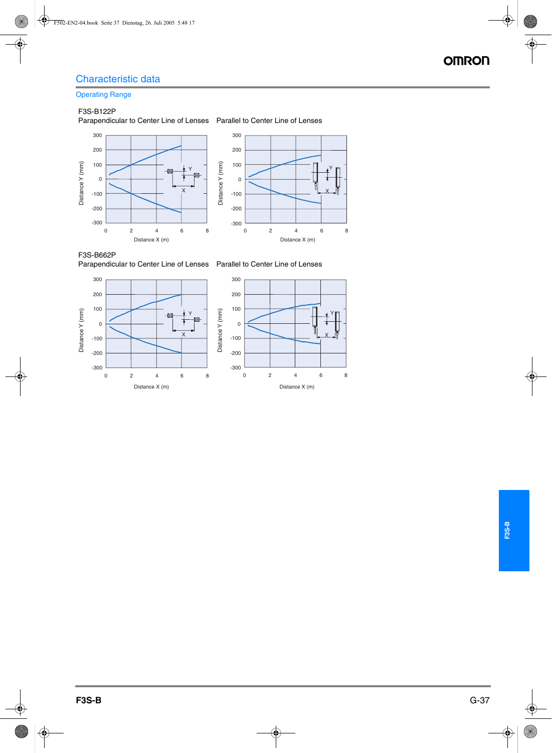## Characteristic data

### Operating Range

F3S-B122P

Parapendicular to Center Line of Lenses

Parallel to Center Line of Lenses

F3S-B662P

Parapendicular to Center Line of Lenses

Parallel to Center Line of Lenses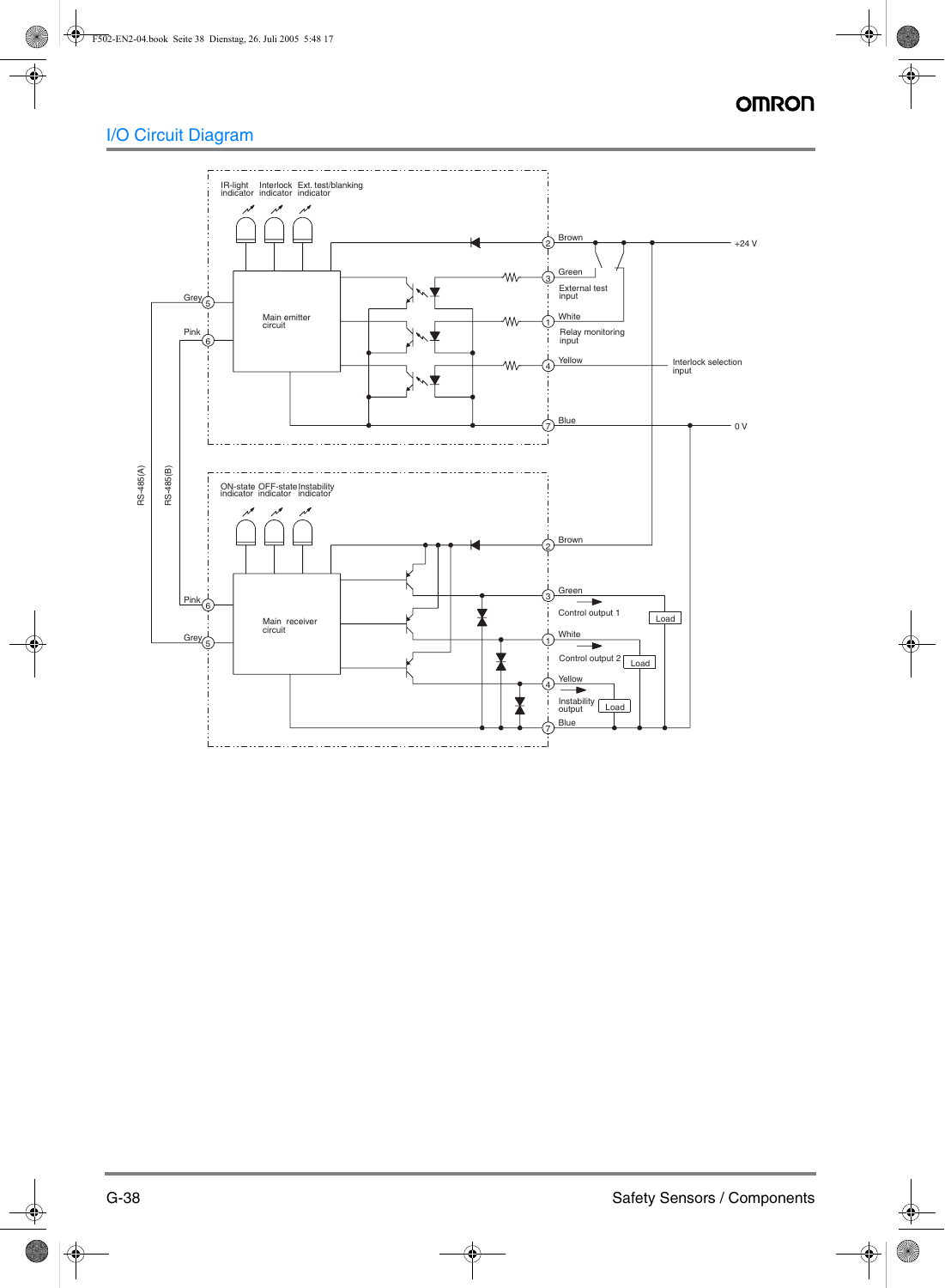# I/O Circuit Diagram

IR-light indicator
Interlock indicator
Ext. test/blanking indicator

Main emitter circuit

Grey 5
Pink 6

2 Brown
3 Green
External test input
1 White
Relay monitoring input
4 Yellow
Interlock selection input
7 Blue

+24 V
0 V

RS-485(A)
RS-485(B)

ON-state indicator
OFF-state indicator
Instability indicator

Main receiver circuit

Pink 6
Grey 5

2 Brown
3 Green
Control output 1
Load
1 White
Control output 2
Load
4 Yellow
Instability output
Load
7 Blue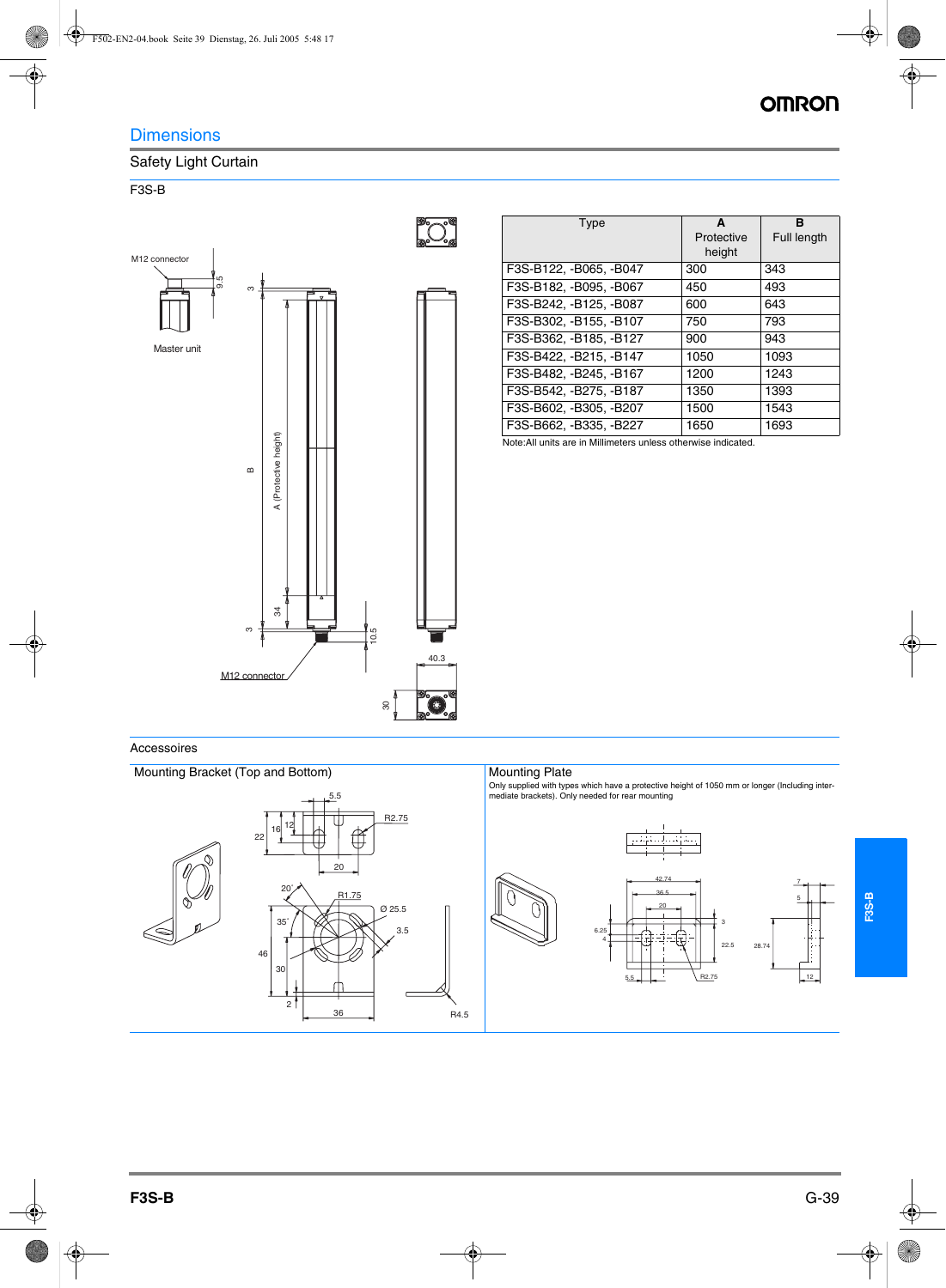# Dimensions

## Safety Light Curtain

### F3S-B

M12 connector

Master unit

M12 connector

| Type | A<br>Protective height | B<br>Full length |
|---|---|---|
| F3S-B122, -B065, -B047 | 300 | 343 |
| F3S-B182, -B095, -B067 | 450 | 493 |
| F3S-B242, -B125, -B087 | 600 | 643 |
| F3S-B302, -B155, -B107 | 750 | 793 |
| F3S-B362, -B185, -B127 | 900 | 943 |
| F3S-B422, -B215, -B147 | 1050 | 1093 |
| F3S-B482, -B245, -B167 | 1200 | 1243 |
| F3S-B542, -B275, -B187 | 1350 | 1393 |
| F3S-B602, -B305, -B207 | 1500 | 1543 |
| F3S-B662, -B335, -B227 | 1650 | 1693 |

Note:All units are in Millimeters unless otherwise indicated.

## Accessoires

### Mounting Bracket (Top and Bottom)

### Mounting Plate

Only supplied with types which have a protective height of 1050 mm or longer (Including intermediate brackets). Only needed for rear mounting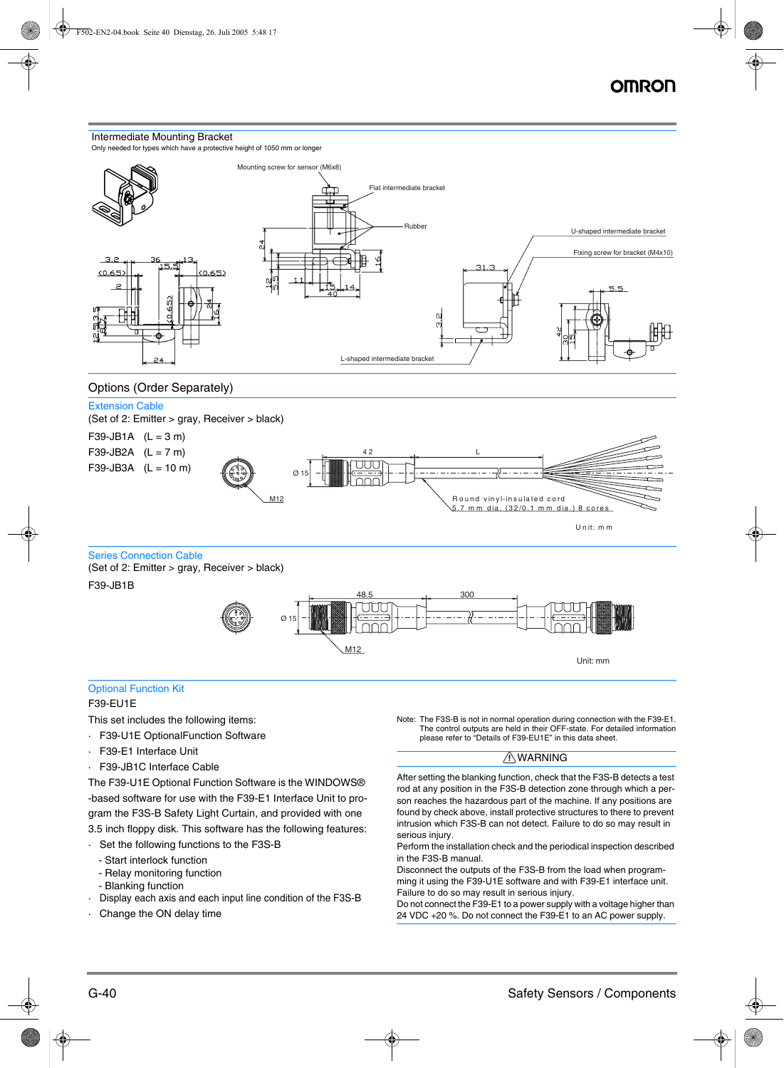## Intermediate Mounting Bracket

Only needed for types which have a protective height of 1050 mm or longer

Mounting screw for sensor (M6x8)

Flat intermediate bracket

Rubber

U-shaped intermediate bracket

Fixing screw for bracket (M4x10)

L-shaped intermediate bracket

## Options (Order Separately)

### Extension Cable

(Set of 2: Emitter > gray, Receiver > black)

F39-JB1A (L = 3 m)

F39-JB2A (L = 7 m)

F39-JB3A (L = 10 m)

Round vinyl-insulated cord 5.7 mm dia. (32/0.1 mm dia.) 8 cores

Unit: mm

### Series Connection Cable

(Set of 2: Emitter > gray, Receiver > black)

F39-JB1B

Unit: mm

### Optional Function Kit

F39-EU1E

This set includes the following items:

- F39-U1E OptionalFunction Software
- F39-E1 Interface Unit
- F39-JB1C Interface Cable

The F39-U1E Optional Function Software is the WINDOWS®-based software for use with the F39-E1 Interface Unit to program the F3S-B Safety Light Curtain, and provided with one 3.5 inch floppy disk. This software has the following features:

- Set the following functions to the F3S-B
  - Start interlock function
  - Relay monitoring function
  - Blanking function
- Display each axis and each input line condition of the F3S-B
- Change the ON delay time

Note: The F3S-B is not in normal operation during connection with the F39-E1. The control outputs are held in their OFF-state. For detailed information please refer to "Details of F39-EU1E" in this data sheet.

**⚠WARNING**

After setting the blanking function, check that the F3S-B detects a test rod at any position in the F3S-B detection zone through which a person reaches the hazardous part of the machine. If any positions are found by check above, install protective structures to there to prevent intrusion which F3S-B can not detect. Failure to do so may result in serious injury.

Perform the installation check and the periodical inspection described in the F3S-B manual.

Disconnect the outputs of the F3S-B from the load when programming it using the F39-U1E software and with F39-E1 interface unit. Failure to do so may result in serious injury.

Do not connect the F39-E1 to a power supply with a voltage higher than 24 VDC +20 %. Do not connect the F39-E1 to an AC power supply.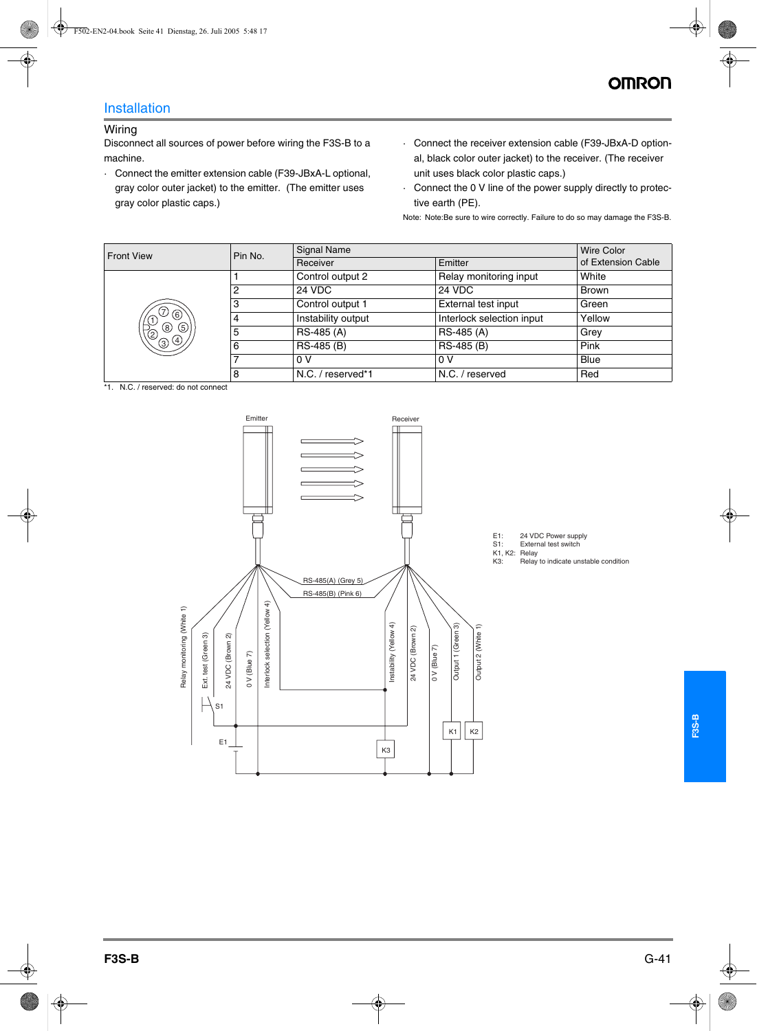## Installation

### Wiring

Disconnect all sources of power before wiring the F3S-B to a machine.

- Connect the emitter extension cable (F39-JBxA-L optional, gray color outer jacket) to the emitter. (The emitter uses gray color plastic caps.)
- Connect the receiver extension cable (F39-JBxA-D optional, black color outer jacket) to the receiver. (The receiver unit uses black color plastic caps.)
- Connect the 0 V line of the power supply directly to protective earth (PE).

Note: Note:Be sure to wire correctly. Failure to do so may damage the F3S-B.

| Front View | Pin No. | Signal Name | | Wire Color of Extension Cable |
|---|---|---|---|---|
| | | Receiver | Emitter | |
| | 1 | Control output 2 | Relay monitoring input | White |
| | 2 | 24 VDC | 24 VDC | Brown |
| | 3 | Control output 1 | External test input | Green |
| | 4 | Instability output | Interlock selection input | Yellow |
| | 5 | RS-485 (A) | RS-485 (A) | Grey |
| | 6 | RS-485 (B) | RS-485 (B) | Pink |
| | 7 | 0 V | 0 V | Blue |
| | 8 | N.C. / reserved*1 | N.C. / reserved | Red |

*1. N.C. / reserved: do not connect

Emitter

Receiver

RS-485(A) (Grey 5)

RS-485(B) (Pink 6)

Relay monitoring (White 1)

Ext. test (Green 3)

24 VDC (Brown 2)

0 V (Blue 7)

Interlock selection (Yellow 4)

Instability (Yellow 4)

24 VDC (Brown 2)

0 V (Blue 7)

Output 1 (Green 3)

Output 2 (White 1)

S1

E1

K3

K1

K2

E1: 24 VDC Power supply
S1: External test switch
K1, K2: Relay
K3: Relay to indicate unstable condition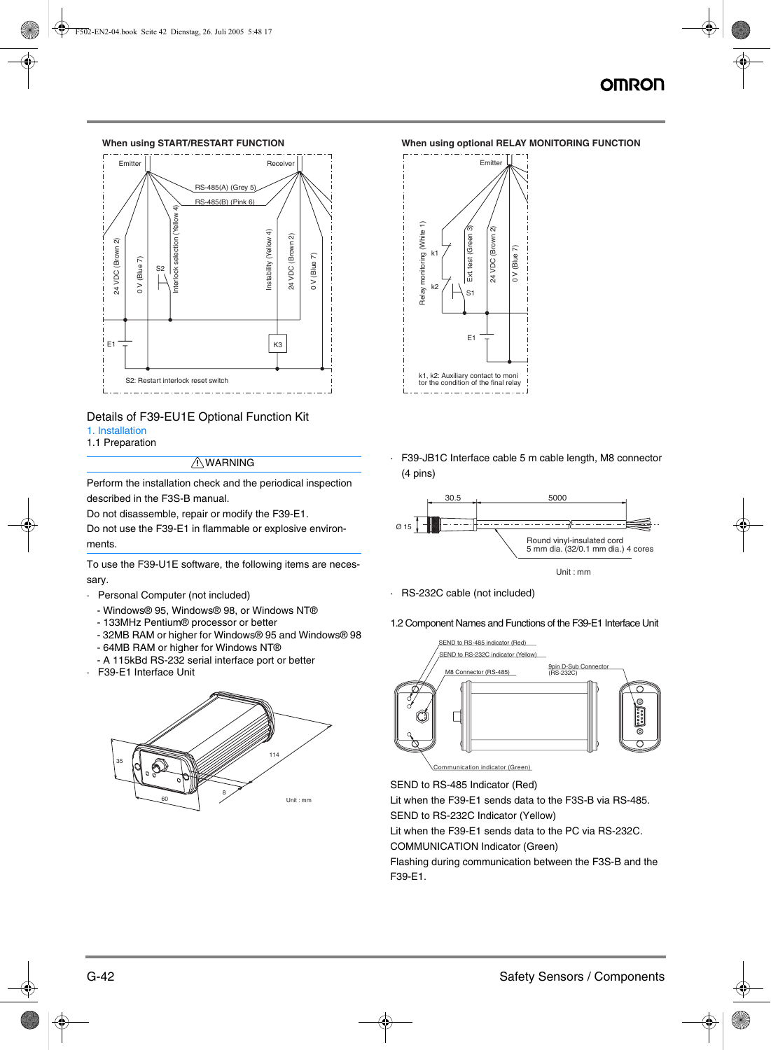**When using START/RESTART FUNCTION**

Emitter | Receiver

RS-485(A) (Grey 5)
RS-485(B) (Pink 6)
24 VDC (Brown 2)
0 V (Blue 7)
Interlock selection (Yellow 4)
S2
Instability (Yellow 4)
24 VDC (Brown 2)
0 V (Blue 7)
E1
K3

S2: Restart interlock reset switch

**When using optional RELAY MONITORING FUNCTION**

Emitter

Relay monitoring (White 1)
k1
k2
Ext. test (Green 3)
S1
24 VDC (Brown 2)
0 V (Blue 7)
E1

k1, k2: Auxiliary contact to monitor the condition of the final relay

## Details of F39-EU1E Optional Function Kit

### 1. Installation

#### 1.1 Preparation

⚠WARNING

Perform the installation check and the periodical inspection described in the F3S-B manual.

Do not disassemble, repair or modify the F39-E1.

Do not use the F39-E1 in flammable or explosive environments.

To use the F39-U1E software, the following items are necessary.

- Personal Computer (not included)
  - Windows® 95, Windows® 98, or Windows NT®
  - 133MHz Pentium® processor or better
  - 32MB RAM or higher for Windows® 95 and Windows® 98
  - 64MB RAM or higher for Windows NT®
  - A 115kBd RS-232 serial interface port or better
- F39-E1 Interface Unit

35, 60, 8, 114 — Unit : mm

- F39-JB1C Interface cable 5 m cable length, M8 connector (4 pins)

30.5, 5000, Ø 15

Round vinyl-insulated cord 5 mm dia. (32/0.1 mm dia.) 4 cores

Unit : mm

- RS-232C cable (not included)

#### 1.2 Component Names and Functions of the F39-E1 Interface Unit

SEND to RS-485 indicator (Red)
SEND to RS-232C indicator (Yellow)
M8 Connector (RS-485)
9pin D-Sub Connector (RS-232C)
Communication indicator (Green)

SEND to RS-485 Indicator (Red)
Lit when the F39-E1 sends data to the F3S-B via RS-485.

SEND to RS-232C Indicator (Yellow)
Lit when the F39-E1 sends data to the PC via RS-232C.

COMMUNICATION Indicator (Green)
Flashing during communication between the F3S-B and the F39-E1.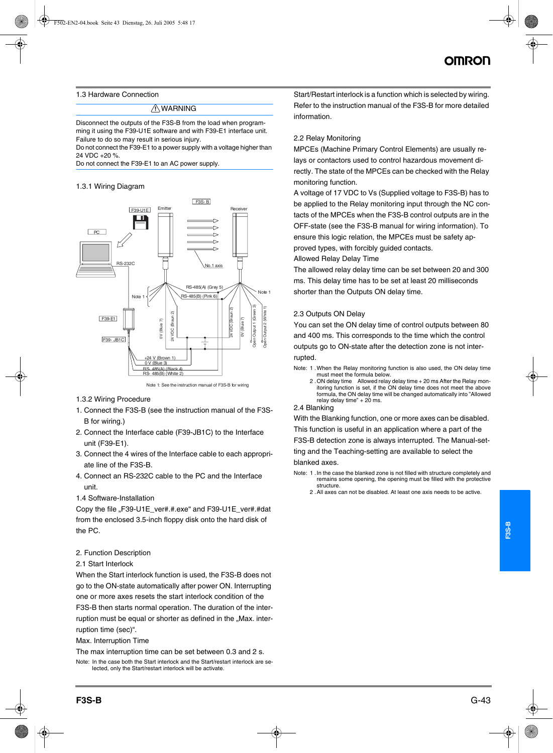## 1.3 Hardware Connection

⚠ WARNING

Disconnect the outputs of the F3S-B from the load when programming it using the F39-U1E software and with F39-E1 interface unit. Failure to do so may result in serious injury.
Do not connect the F39-E1 to a power supply with a voltage higher than 24 VDC +20 %.
Do not connect the F39-E1 to an AC power supply.

### 1.3.1 Wiring Diagram

F39-U1E   Emitter   F3S- B   Receiver

PC

RS-232C   No.1 axis

RS-485(A) (Grey 5)

Note 1   RS-485(B) (Pink 6)   Note 1

F39-E1

F39- JB1C

0V (Blue 7)   24 VDC (Braun 2)   24 VDC (Braun 2)   0V (Blue 7)   Open Output 1 (Green 3)   Open Output 2 (White 1)

+24 V (Brown 1)
0 V (Blue 3)
RS- 485(A) (Black 4)
RS- 485(B) (White 2)

Note 1: See the instruction manual of F3S-B for wiring

### 1.3.2 Wiring Procedure

1. Connect the F3S-B (see the instruction manual of the F3S-B for wiring.)
2. Connect the Interface cable (F39-JB1C) to the Interface unit (F39-E1).
3. Connect the 4 wires of the Interface cable to each appropriate line of the F3S-B.
4. Connect an RS-232C cable to the PC and the Interface unit.

## 1.4 Software-Installation

Copy the file „F39-U1E_ver#.#.exe“ and F39-U1E_ver#.#dat from the enclosed 3.5-inch floppy disk onto the hard disk of the PC.

# 2. Function Description

## 2.1 Start Interlock

When the Start interlock function is used, the F3S-B does not go to the ON-state automatically after power ON. Interrupting one or more axes resets the start interlock condition of the F3S-B then starts normal operation. The duration of the interruption must be equal or shorter as defined in the „Max. interruption time (sec)“.

Max. Interruption Time

The max interruption time can be set between 0.3 and 2 s.

Note: In the case both the Start interlock and the Start/restart interlock are selected, only the Start/restart interlock will be activate.

Start/Restart interlock is a function which is selected by wiring. Refer to the instruction manual of the F3S-B for more detailed information.

## 2.2 Relay Monitoring

MPCEs (Machine Primary Control Elements) are usually relays or contactors used to control hazardous movement directly. The state of the MPCEs can be checked with the Relay monitoring function.

A voltage of 17 VDC to Vs (Supplied voltage to F3S-B) has to be applied to the Relay monitoring input through the NC contacts of the MPCEs when the F3S-B control outputs are in the OFF-state (see the F3S-B manual for wiring information). To ensure this logic relation, the MPCEs must be safety approved types, with forcibly guided contacts.

Allowed Relay Delay Time

The allowed relay delay time can be set between 20 and 300 ms. This delay time has to be set at least 20 milliseconds shorter than the Outputs ON delay time.

## 2.3 Outputs ON Delay

You can set the ON delay time of control outputs between 80 and 400 ms. This corresponds to the time which the control outputs go to ON-state after the detection zone is not interrupted.

Note: 1 . When the Relay monitoring function is also used, the ON delay time must meet the formula below.
2 . ON delay time    Allowed relay delay time + 20 ms After the Relay monitoring function is set, if the ON delay time does not meet the above formula, the ON delay time will be changed automatically into "Allowed relay delay time" + 20 ms.

## 2.4 Blanking

With the Blanking function, one or more axes can be disabled. This function is useful in an application where a part of the F3S-B detection zone is always interrupted. The Manual-setting and the Teaching-setting are available to select the blanked axes.

Note: 1 . In the case the blanked zone is not filled with structure completely and remains some opening, the opening must be filled with the protective structure.
2 . All axes can not be disabled. At least one axis needs to be active.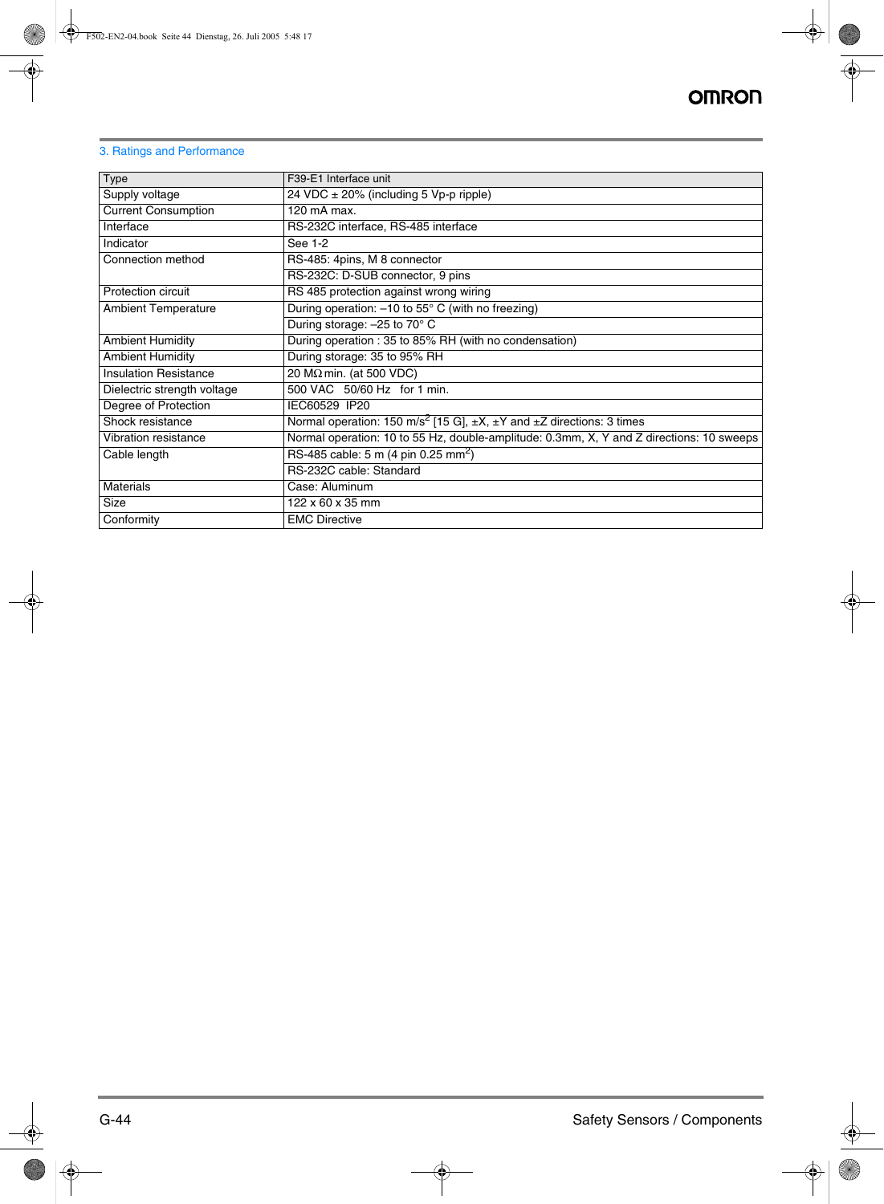## 3. Ratings and Performance

| Type | F39-E1 Interface unit |
|---|---|
| Supply voltage | 24 VDC ± 20% (including 5 Vp-p ripple) |
| Current Consumption | 120 mA max. |
| Interface | RS-232C interface, RS-485 interface |
| Indicator | See 1-2 |
| Connection method | RS-485: 4pins, M 8 connector |
| | RS-232C: D-SUB connector, 9 pins |
| Protection circuit | RS 485 protection against wrong wiring |
| Ambient Temperature | During operation: –10 to 55° C (with no freezing) |
| | During storage: –25 to 70° C |
| Ambient Humidity | During operation : 35 to 85% RH (with no condensation) |
| Ambient Humidity | During storage: 35 to 95% RH |
| Insulation Resistance | 20 MΩ min. (at 500 VDC) |
| Dielectric strength voltage | 500 VAC 50/60 Hz for 1 min. |
| Degree of Protection | IEC60529 IP20 |
| Shock resistance | Normal operation: 150 $m/s^2$ [15 G], ±X, ±Y and ±Z directions: 3 times |
| Vibration resistance | Normal operation: 10 to 55 Hz, double-amplitude: 0.3mm, X, Y and Z directions: 10 sweeps |
| Cable length | RS-485 cable: 5 m (4 pin 0.25 $mm^2$) |
| | RS-232C cable: Standard |
| Materials | Case: Aluminum |
| Size | 122 x 60 x 35 mm |
| Conformity | EMC Directive |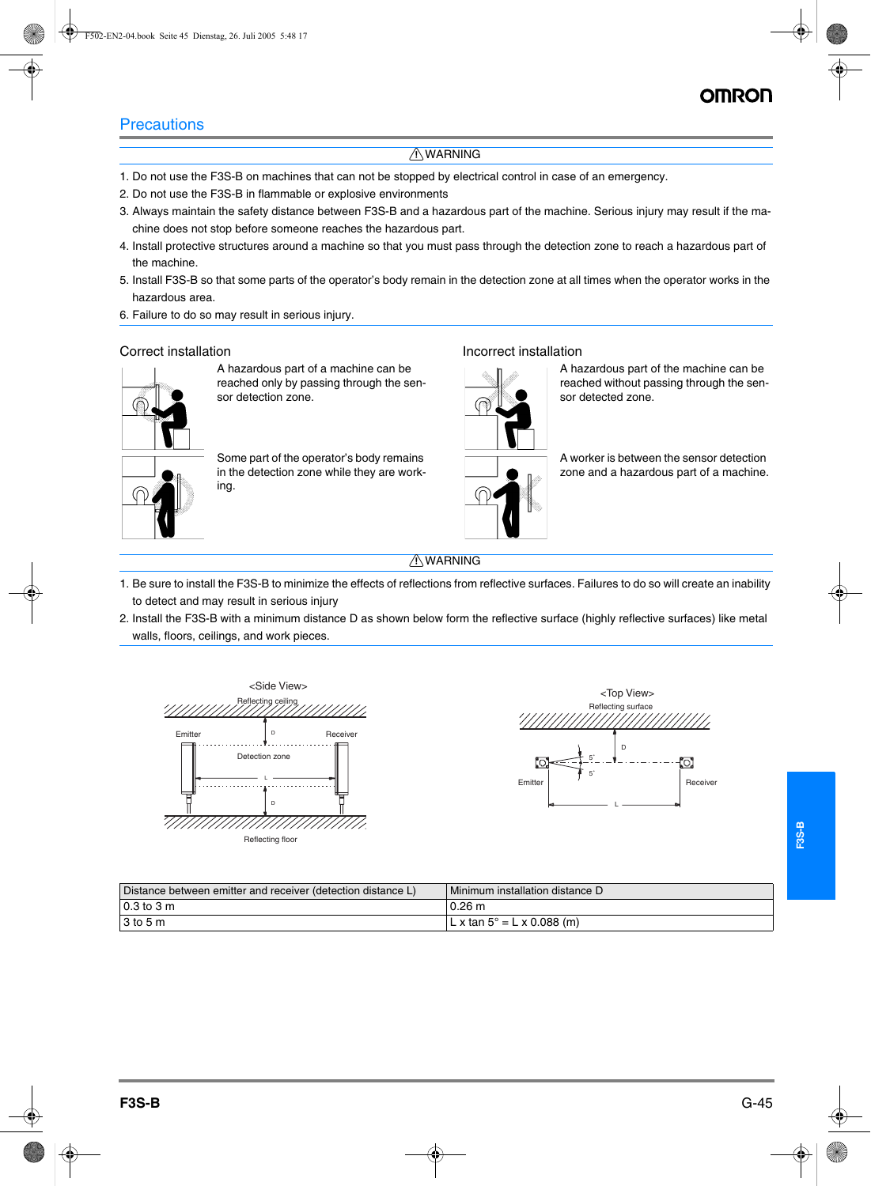## Precautions

⚠WARNING

1. Do not use the F3S-B on machines that can not be stopped by electrical control in case of an emergency.
2. Do not use the F3S-B in flammable or explosive environments
3. Always maintain the safety distance between F3S-B and a hazardous part of the machine. Serious injury may result if the machine does not stop before someone reaches the hazardous part.
4. Install protective structures around a machine so that you must pass through the detection zone to reach a hazardous part of the machine.
5. Install F3S-B so that some parts of the operator's body remain in the detection zone at all times when the operator works in the hazardous area.
6. Failure to do so may result in serious injury.

**Correct installation**

A hazardous part of a machine can be reached only by passing through the sensor detection zone.

Some part of the operator's body remains in the detection zone while they are working.

**Incorrect installation**

A hazardous part of the machine can be reached without passing through the sensor detected zone.

A worker is between the sensor detection zone and a hazardous part of a machine.

⚠WARNING

1. Be sure to install the F3S-B to minimize the effects of reflections from reflective surfaces. Failures to do so will create an inability to detect and may result in serious injury
2. Install the F3S-B with a minimum distance D as shown below form the reflective surface (highly reflective surfaces) like metal walls, floors, ceilings, and work pieces.

| Distance between emitter and receiver (detection distance L) | Minimum installation distance D |
|---|---|
| 0.3 to 3 m | 0.26 m |
| 3 to 5 m | L x tan 5° = L x 0.088 (m) |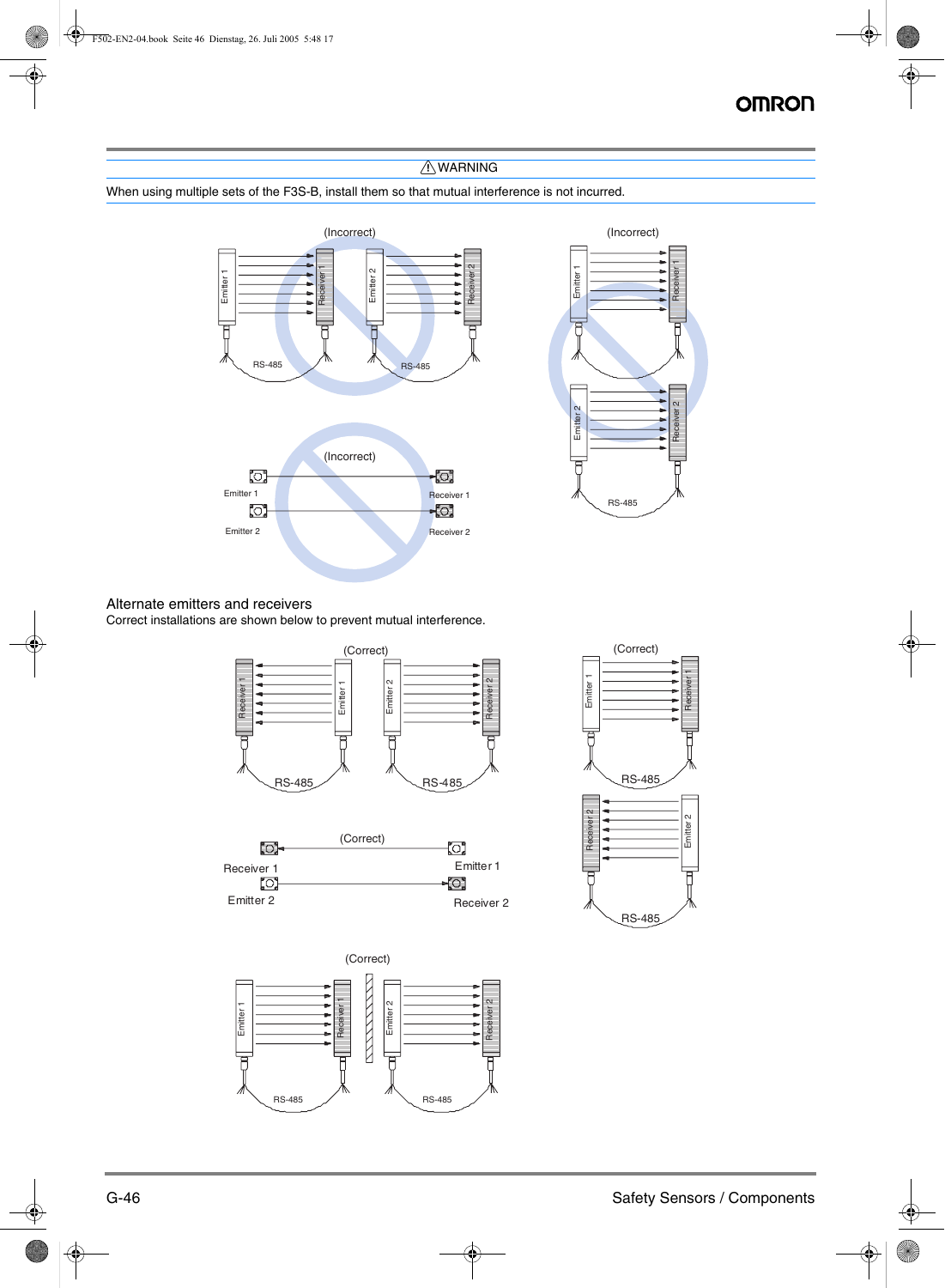⚠WARNING

When using multiple sets of the F3S-B, install them so that mutual interference is not incurred.

(Incorrect)

(Incorrect)

(Incorrect)

Alternate emitters and receivers

Correct installations are shown below to prevent mutual interference.

(Correct)

(Correct)

(Correct)

(Correct)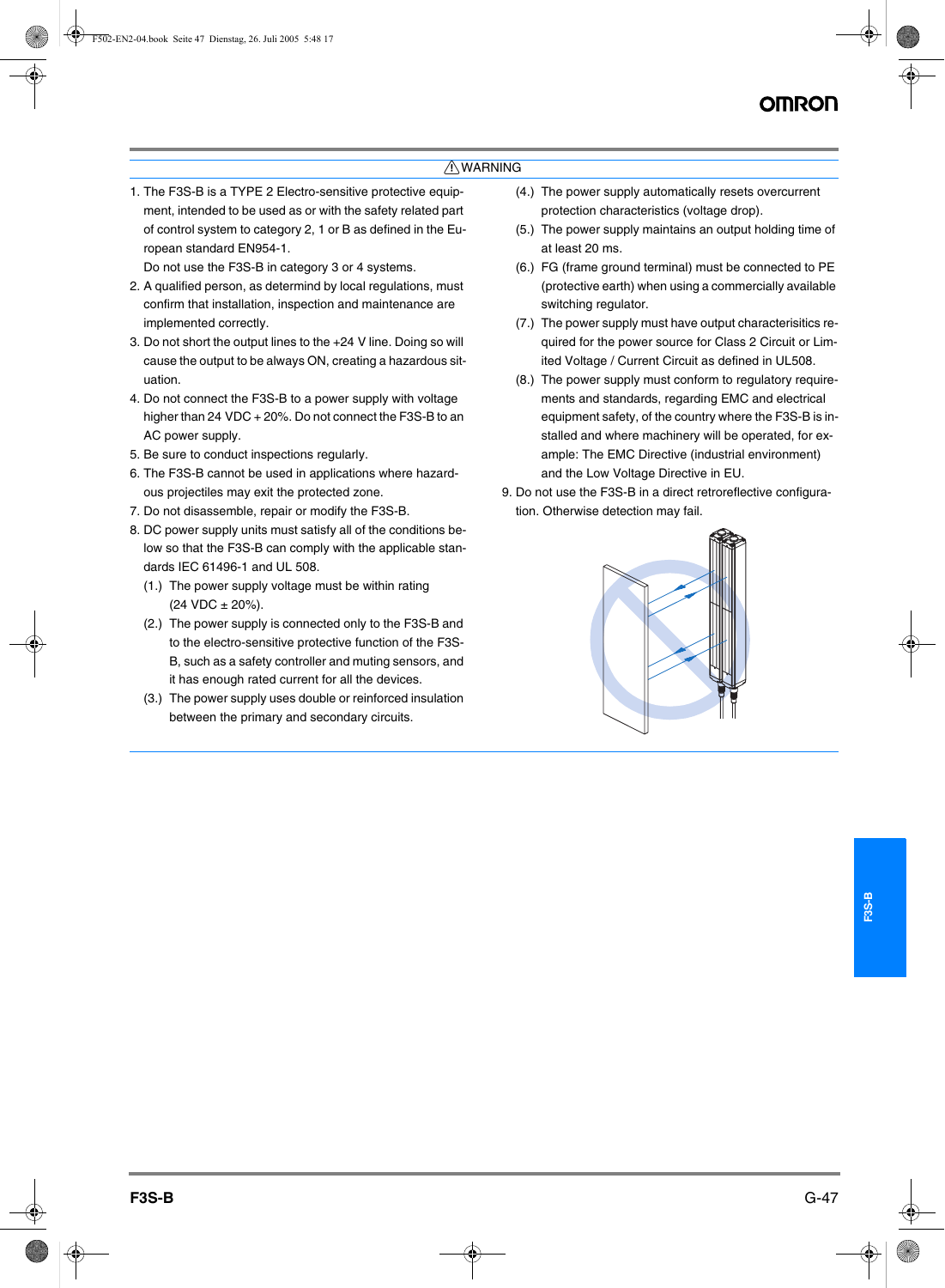## ⚠WARNING

1. The F3S-B is a TYPE 2 Electro-sensitive protective equipment, intended to be used as or with the safety related part of control system to category 2, 1 or B as defined in the European standard EN954-1.
   Do not use the F3S-B in category 3 or 4 systems.
2. A qualified person, as determind by local regulations, must confirm that installation, inspection and maintenance are implemented correctly.
3. Do not short the output lines to the +24 V line. Doing so will cause the output to be always ON, creating a hazardous situation.
4. Do not connect the F3S-B to a power supply with voltage higher than 24 VDC + 20%. Do not connect the F3S-B to an AC power supply.
5. Be sure to conduct inspections regularly.
6. The F3S-B cannot be used in applications where hazardous projectiles may exit the protected zone.
7. Do not disassemble, repair or modify the F3S-B.
8. DC power supply units must satisfy all of the conditions below so that the F3S-B can comply with the applicable standards IEC 61496-1 and UL 508.
   - (1.) The power supply voltage must be within rating (24 VDC ± 20%).
   - (2.) The power supply is connected only to the F3S-B and to the electro-sensitive protective function of the F3S-B, such as a safety controller and muting sensors, and it has enough rated current for all the devices.
   - (3.) The power supply uses double or reinforced insulation between the primary and secondary circuits.
   - (4.) The power supply automatically resets overcurrent protection characteristics (voltage drop).
   - (5.) The power supply maintains an output holding time of at least 20 ms.
   - (6.) FG (frame ground terminal) must be connected to PE (protective earth) when using a commercially available switching regulator.
   - (7.) The power supply must have output characterisitics required for the power source for Class 2 Circuit or Limited Voltage / Current Circuit as defined in UL508.
   - (8.) The power supply must conform to regulatory requirements and standards, regarding EMC and electrical equipment safety, of the country where the F3S-B is installed and where machinery will be operated, for example: The EMC Directive (industrial environment) and the Low Voltage Directive in EU.
9. Do not use the F3S-B in a direct retroreflective configuration. Otherwise detection may fail.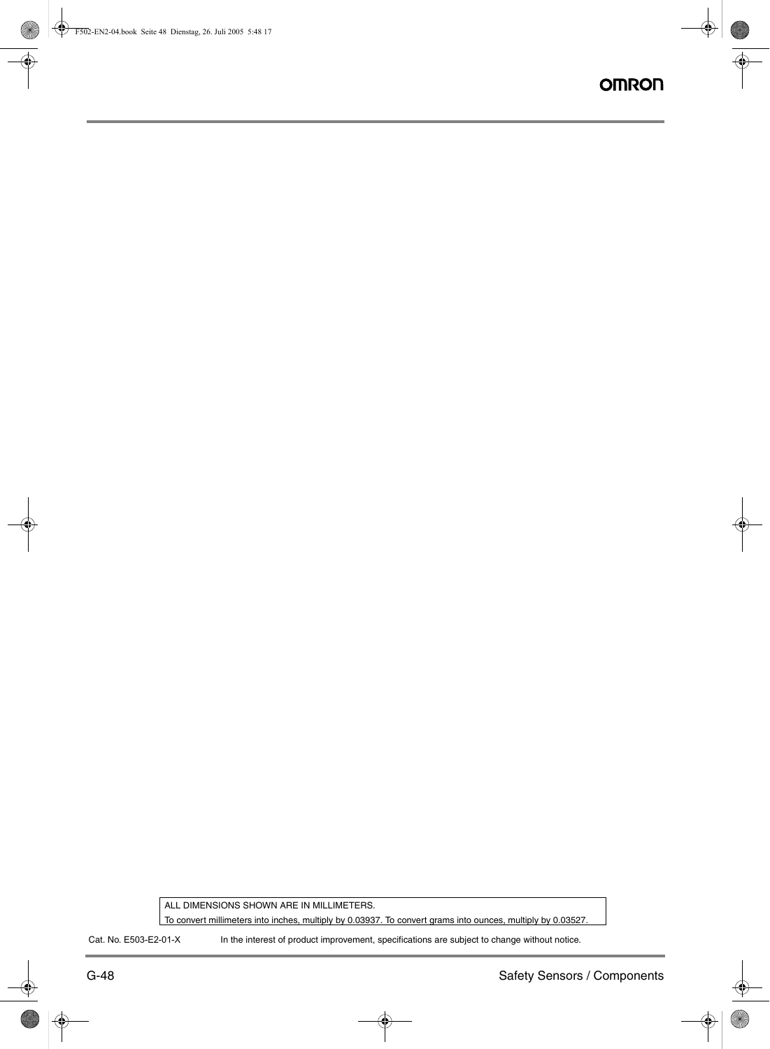ALL DIMENSIONS SHOWN ARE IN MILLIMETERS.

To convert millimeters into inches, multiply by 0.03937. To convert grams into ounces, multiply by 0.03527.

Cat. No. E503-E2-01-X

In the interest of product improvement, specifications are subject to change without notice.